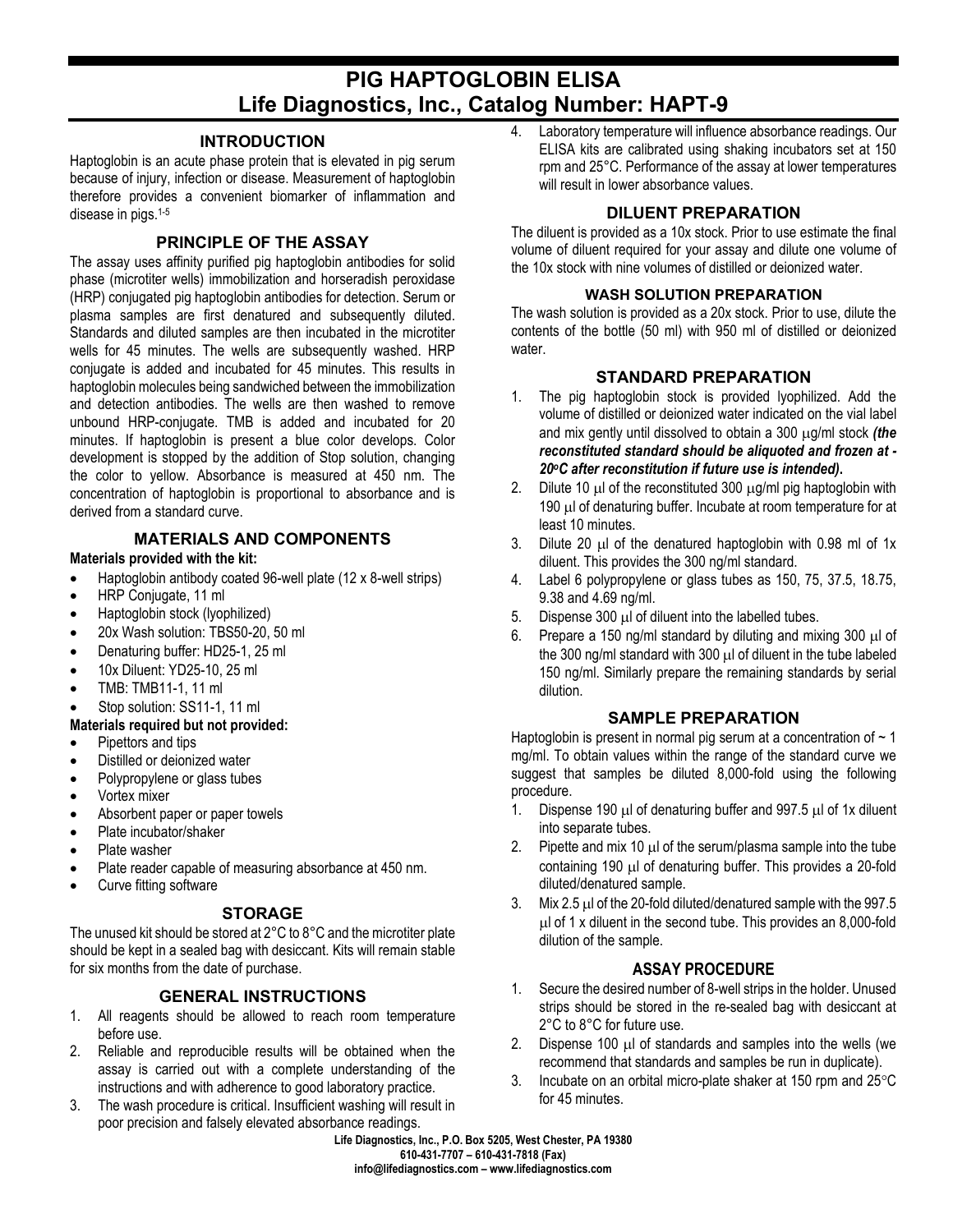# PIG HAPTOGLOBIN ELISA
# Life Diagnostics, Inc., Catalog Number: HAPT-9

## INTRODUCTION

Haptoglobin is an acute phase protein that is elevated in pig serum because of injury, infection or disease. Measurement of haptoglobin therefore provides a convenient biomarker of inflammation and disease in pigs.[1-5]

## PRINCIPLE OF THE ASSAY

The assay uses affinity purified pig haptoglobin antibodies for solid phase (microtiter wells) immobilization and horseradish peroxidase (HRP) conjugated pig haptoglobin antibodies for detection. Serum or plasma samples are first denatured and subsequently diluted. Standards and diluted samples are then incubated in the microtiter wells for 45 minutes. The wells are subsequently washed. HRP conjugate is added and incubated for 45 minutes. This results in haptoglobin molecules being sandwiched between the immobilization and detection antibodies. The wells are then washed to remove unbound HRP-conjugate. TMB is added and incubated for 20 minutes. If haptoglobin is present a blue color develops. Color development is stopped by the addition of Stop solution, changing the color to yellow. Absorbance is measured at 450 nm. The concentration of haptoglobin is proportional to absorbance and is derived from a standard curve.

## MATERIALS AND COMPONENTS

**Materials provided with the kit:**

- Haptoglobin antibody coated 96-well plate (12 x 8-well strips)
- HRP Conjugate, 11 ml
- Haptoglobin stock (lyophilized)
- 20x Wash solution: TBS50-20, 50 ml
- Denaturing buffer: HD25-1, 25 ml
- 10x Diluent: YD25-10, 25 ml
- TMB: TMB11-1, 11 ml
- Stop solution: SS11-1, 11 ml

**Materials required but not provided:**

- Pipettors and tips
- Distilled or deionized water
- Polypropylene or glass tubes
- Vortex mixer
- Absorbent paper or paper towels
- Plate incubator/shaker
- Plate washer
- Plate reader capable of measuring absorbance at 450 nm.
- Curve fitting software

## STORAGE

The unused kit should be stored at 2°C to 8°C and the microtiter plate should be kept in a sealed bag with desiccant. Kits will remain stable for six months from the date of purchase.

## GENERAL INSTRUCTIONS

1. All reagents should be allowed to reach room temperature before use.
2. Reliable and reproducible results will be obtained when the assay is carried out with a complete understanding of the instructions and with adherence to good laboratory practice.
3. The wash procedure is critical. Insufficient washing will result in poor precision and falsely elevated absorbance readings.
4. Laboratory temperature will influence absorbance readings. Our ELISA kits are calibrated using shaking incubators set at 150 rpm and 25°C. Performance of the assay at lower temperatures will result in lower absorbance values.

## DILUENT PREPARATION

The diluent is provided as a 10x stock. Prior to use estimate the final volume of diluent required for your assay and dilute one volume of the 10x stock with nine volumes of distilled or deionized water.

### WASH SOLUTION PREPARATION

The wash solution is provided as a 20x stock. Prior to use, dilute the contents of the bottle (50 ml) with 950 ml of distilled or deionized water.

## STANDARD PREPARATION

1. The pig haptoglobin stock is provided lyophilized. Add the volume of distilled or deionized water indicated on the vial label and mix gently until dissolved to obtain a 300 μg/ml stock ***(the reconstituted standard should be aliquoted and frozen at -20°C after reconstitution if future use is intended).***
2. Dilute 10 μl of the reconstituted 300 μg/ml pig haptoglobin with 190 μl of denaturing buffer. Incubate at room temperature for at least 10 minutes.
3. Dilute 20 μl of the denatured haptoglobin with 0.98 ml of 1x diluent. This provides the 300 ng/ml standard.
4. Label 6 polypropylene or glass tubes as 150, 75, 37.5, 18.75, 9.38 and 4.69 ng/ml.
5. Dispense 300 μl of diluent into the labelled tubes.
6. Prepare a 150 ng/ml standard by diluting and mixing 300 μl of the 300 ng/ml standard with 300 μl of diluent in the tube labeled 150 ng/ml. Similarly prepare the remaining standards by serial dilution.

## SAMPLE PREPARATION

Haptoglobin is present in normal pig serum at a concentration of ~ 1 mg/ml. To obtain values within the range of the standard curve we suggest that samples be diluted 8,000-fold using the following procedure.

1. Dispense 190 μl of denaturing buffer and 997.5 μl of 1x diluent into separate tubes.
2. Pipette and mix 10 μl of the serum/plasma sample into the tube containing 190 μl of denaturing buffer. This provides a 20-fold diluted/denatured sample.
3. Mix 2.5 μl of the 20-fold diluted/denatured sample with the 997.5 μl of 1 x diluent in the second tube. This provides an 8,000-fold dilution of the sample.

## ASSAY PROCEDURE

1. Secure the desired number of 8-well strips in the holder. Unused strips should be stored in the re-sealed bag with desiccant at 2°C to 8°C for future use.
2. Dispense 100 μl of standards and samples into the wells (we recommend that standards and samples be run in duplicate).
3. Incubate on an orbital micro-plate shaker at 150 rpm and 25°C for 45 minutes.

Life Diagnostics, Inc., P.O. Box 5205, West Chester, PA 19380
610-431-7707 – 610-431-7818 (Fax)
info@lifediagnostics.com – www.lifediagnostics.com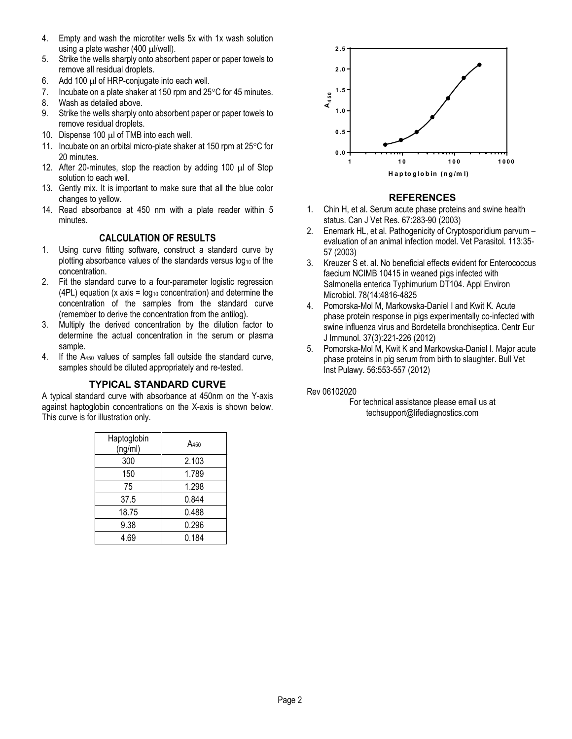4. Empty and wash the microtiter wells 5x with 1x wash solution using a plate washer (400 μl/well).
5. Strike the wells sharply onto absorbent paper or paper towels to remove all residual droplets.
6. Add 100 μl of HRP-conjugate into each well.
7. Incubate on a plate shaker at 150 rpm and 25°C for 45 minutes.
8. Wash as detailed above.
9. Strike the wells sharply onto absorbent paper or paper towels to remove residual droplets.
10. Dispense 100 μl of TMB into each well.
11. Incubate on an orbital micro-plate shaker at 150 rpm at 25°C for 20 minutes.
12. After 20-minutes, stop the reaction by adding 100 μl of Stop solution to each well.
13. Gently mix. It is important to make sure that all the blue color changes to yellow.
14. Read absorbance at 450 nm with a plate reader within 5 minutes.

## CALCULATION OF RESULTS

1. Using curve fitting software, construct a standard curve by plotting absorbance values of the standards versus $\log_{10}$ of the concentration.
2. Fit the standard curve to a four-parameter logistic regression (4PL) equation (x axis = $\log_{10}$ concentration) and determine the concentration of the samples from the standard curve (remember to derive the concentration from the antilog).
3. Multiply the derived concentration by the dilution factor to determine the actual concentration in the serum or plasma sample.
4. If the $A_{450}$ values of samples fall outside the standard curve, samples should be diluted appropriately and re-tested.

## TYPICAL STANDARD CURVE

A typical standard curve with absorbance at 450nm on the Y-axis against haptoglobin concentrations on the X-axis is shown below. This curve is for illustration only.

| Haptoglobin (ng/ml) | $A_{450}$ |
|---|---|
| 300 | 2.103 |
| 150 | 1.789 |
| 75 | 1.298 |
| 37.5 | 0.844 |
| 18.75 | 0.488 |
| 9.38 | 0.296 |
| 4.69 | 0.184 |

$A_{450}$

2.5
2.0
1.5
1.0
0.5
0.0

1
10
100
1000

Haptoglobin (ng/ml)

## REFERENCES

1. Chin H, et al. Serum acute phase proteins and swine health status. Can J Vet Res. 67:283-90 (2003)
2. Enemark HL, et al. Pathogenicity of Cryptosporidium parvum – evaluation of an animal infection model. Vet Parasitol. 113:35-57 (2003)
3. Kreuzer S et. al. No beneficial effects evident for Enterococcus faecium NCIMB 10415 in weaned pigs infected with Salmonella enterica Typhimurium DT104. Appl Environ Microbiol. 78(14:4816-4825
4. Pomorska-Mol M, Markowska-Daniel I and Kwit K. Acute phase protein response in pigs experimentally co-infected with swine influenza virus and Bordetella bronchiseptica. Centr Eur J Immunol. 37(3):221-226 (2012)
5. Pomorska-Mol M, Kwit K and Markowska-Daniel I. Major acute phase proteins in pig serum from birth to slaughter. Bull Vet Inst Pulawy. 56:553-557 (2012)

Rev 06102020

For technical assistance please email us at techsupport@lifediagnostics.com